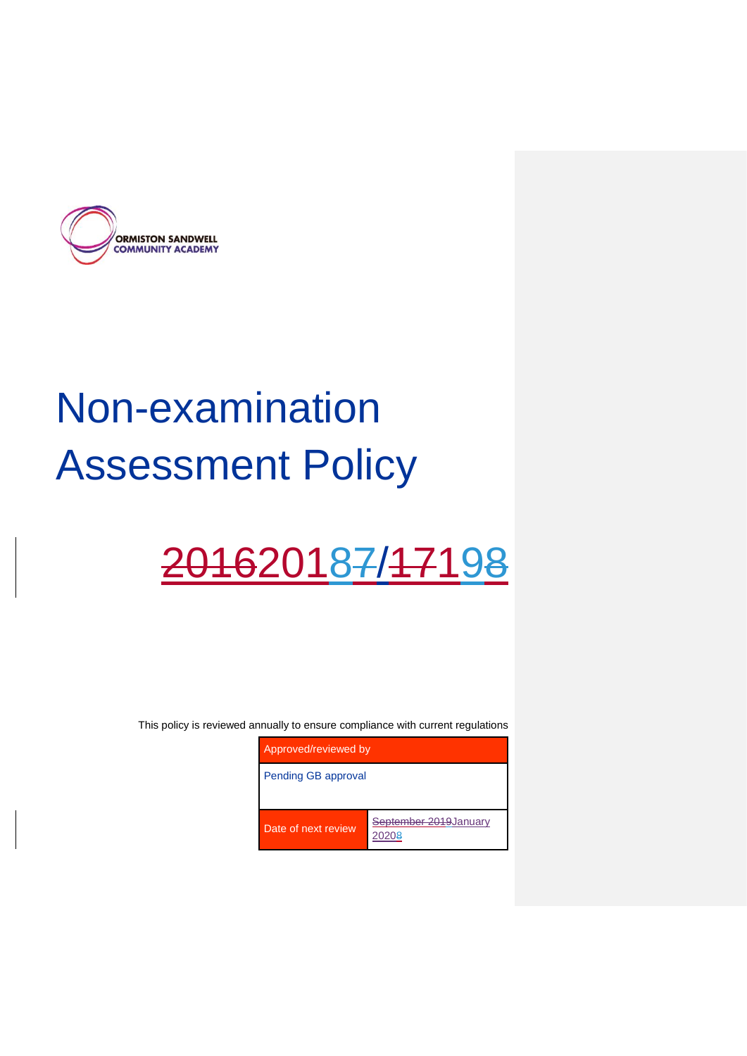ORMISTON SANDWELL
COMMUNITY ACADEMY

# Non-examination Assessment Policy

## ~~2016~~2018~~7~~/~~17~~19~~8~~

This policy is reviewed annually to ensure compliance with current regulations

| Approved/reviewed by | |
|---|---|
| Pending GB approval | |
| Date of next review | ~~September 2019~~January 2020~~8~~ |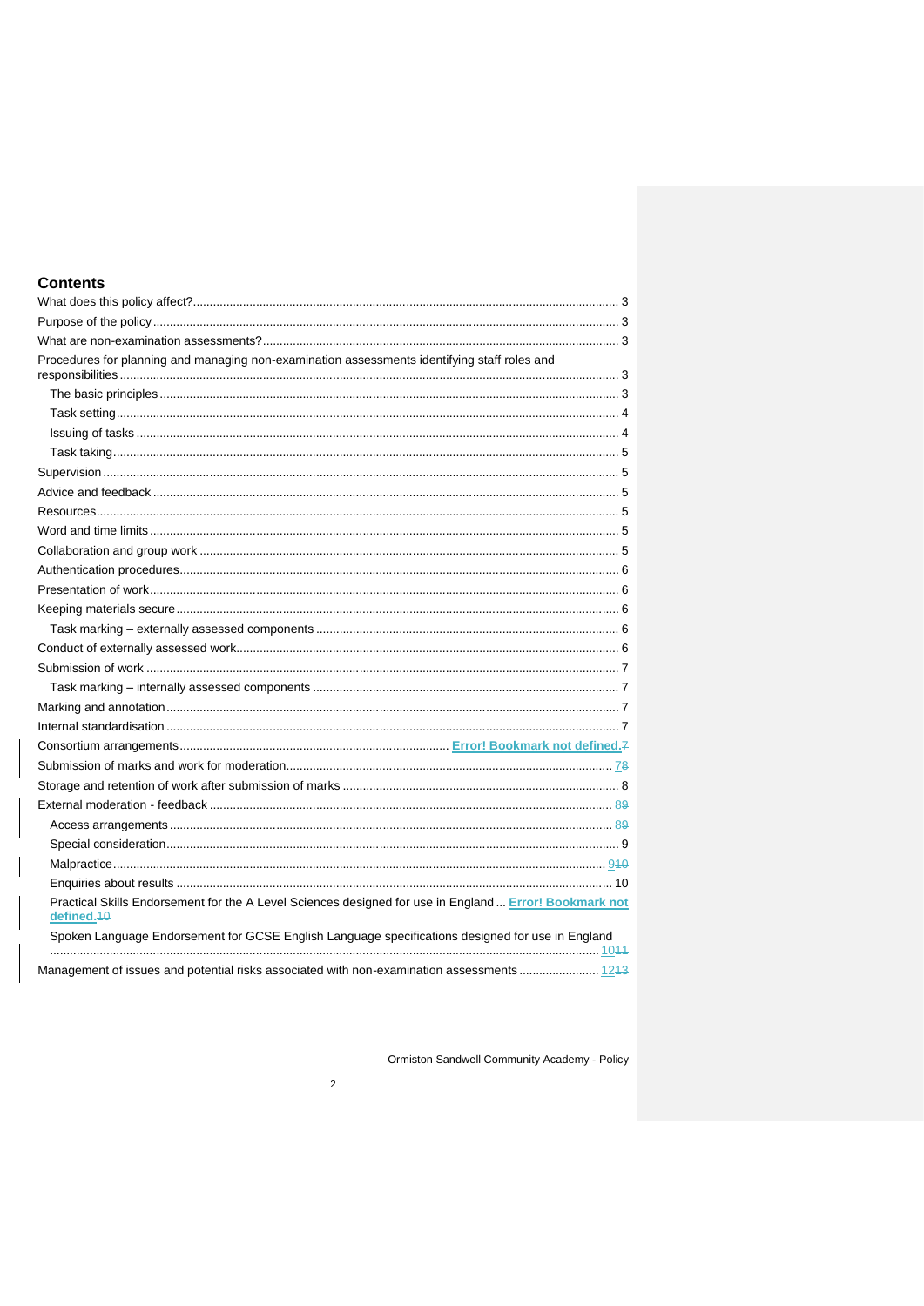## Contents

What does this policy affect? ... 3

Purpose of the policy ... 3

What are non-examination assessments? ... 3

Procedures for planning and managing non-examination assessments identifying staff roles and responsibilities ... 3

- The basic principles ... 3
- Task setting ... 4
- Issuing of tasks ... 4
- Task taking ... 5

Supervision ... 5

Advice and feedback ... 5

Resources ... 5

Word and time limits ... 5

Collaboration and group work ... 5

Authentication procedures ... 6

Presentation of work ... 6

Keeping materials secure ... 6

- Task marking – externally assessed components ... 6

Conduct of externally assessed work ... 6

Submission of work ... 7

- Task marking – internally assessed components ... 7

Marking and annotation ... 7

Internal standardisation ... 7

Consortium arrangements ... Error! Bookmark not defined.7

Submission of marks and work for moderation ... 78

Storage and retention of work after submission of marks ... 8

External moderation - feedback ... 89

- Access arrangements ... 89
- Special consideration ... 9
- Malpractice ... 910
- Enquiries about results ... 10
- Practical Skills Endorsement for the A Level Sciences designed for use in England ... Error! Bookmark not defined.10
- Spoken Language Endorsement for GCSE English Language specifications designed for use in England ... 1011

Management of issues and potential risks associated with non-examination assessments ... 1213

Ormiston Sandwell Community Academy - Policy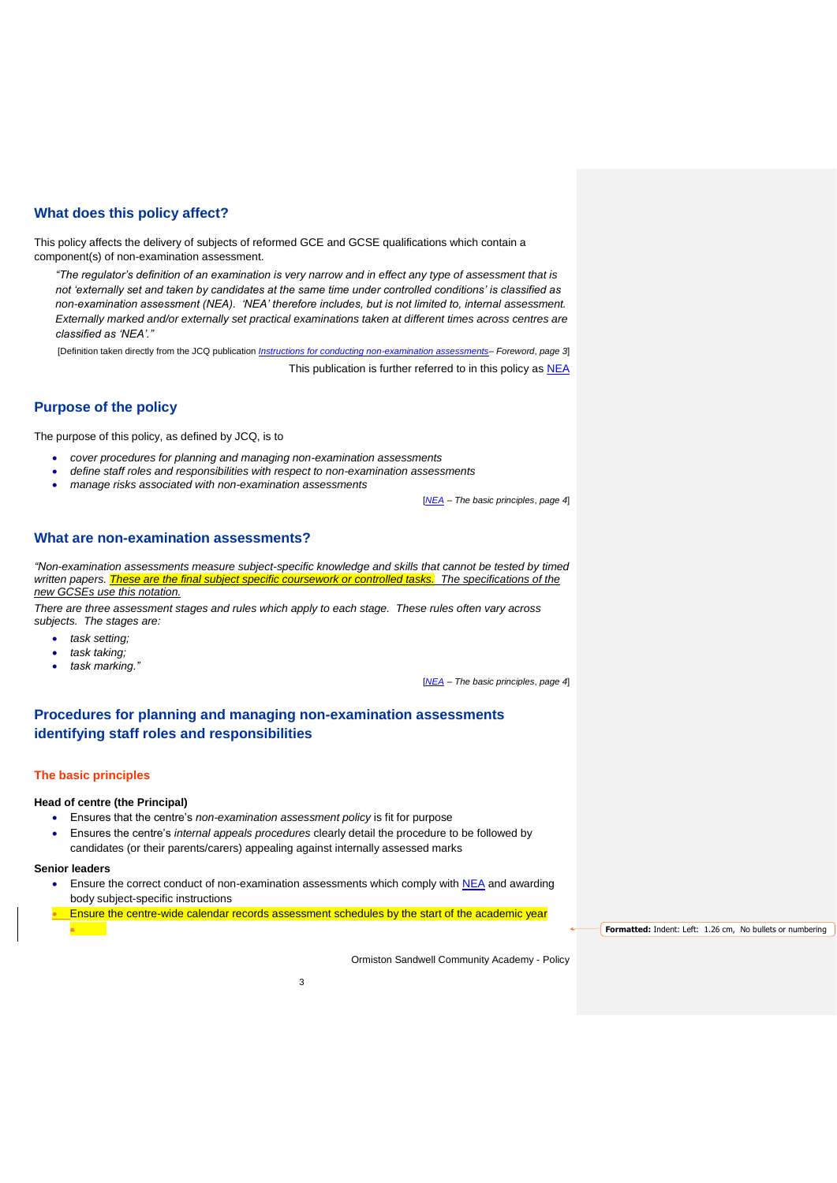## What does this policy affect?

This policy affects the delivery of subjects of reformed GCE and GCSE qualifications which contain a component(s) of non-examination assessment.

> *"The regulator's definition of an examination is very narrow and in effect any type of assessment that is not 'externally set and taken by candidates at the same time under controlled conditions' is classified as non-examination assessment (NEA). 'NEA' therefore includes, but is not limited to, internal assessment. Externally marked and/or externally set practical examinations taken at different times across centres are classified as 'NEA'."*
>
> [Definition taken directly from the JCQ publication *Instructions for conducting non-examination assessments– Foreword, page 3*]

This publication is further referred to in this policy as NEA

## Purpose of the policy

The purpose of this policy, as defined by JCQ, is to

- *cover procedures for planning and managing non-examination assessments*
- *define staff roles and responsibilities with respect to non-examination assessments*
- *manage risks associated with non-examination assessments*

[*NEA – The basic principles, page 4*]

## What are non-examination assessments?

*"Non-examination assessments measure subject-specific knowledge and skills that cannot be tested by timed written papers. These are the final subject specific coursework or controlled tasks. The specifications of the new GCSEs use this notation.*

*There are three assessment stages and rules which apply to each stage. These rules often vary across subjects. The stages are:*

- *task setting;*
- *task taking;*
- *task marking."*

[*NEA – The basic principles, page 4*]

## Procedures for planning and managing non-examination assessments identifying staff roles and responsibilities

### The basic principles

**Head of centre (the Principal)**

- Ensures that the centre's *non-examination assessment policy* is fit for purpose
- Ensures the centre's *internal appeals procedures* clearly detail the procedure to be followed by candidates (or their parents/carers) appealing against internally assessed marks

**Senior leaders**

- Ensure the correct conduct of non-examination assessments which comply with NEA and awarding body subject-specific instructions
- Ensure the centre-wide calendar records assessment schedules by the start of the academic year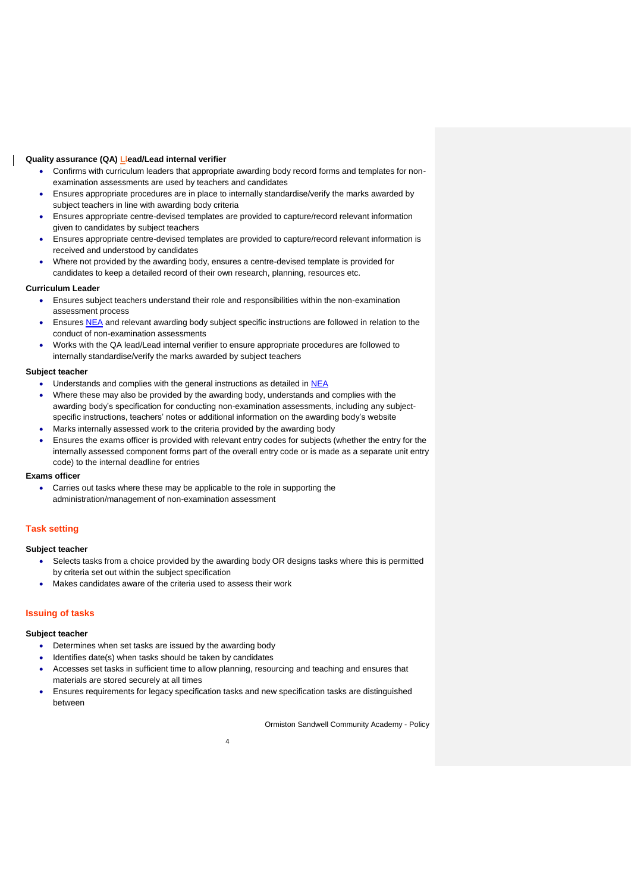**Quality assurance (QA) Llead/Lead internal verifier**

- Confirms with curriculum leaders that appropriate awarding body record forms and templates for non-examination assessments are used by teachers and candidates
- Ensures appropriate procedures are in place to internally standardise/verify the marks awarded by subject teachers in line with awarding body criteria
- Ensures appropriate centre-devised templates are provided to capture/record relevant information given to candidates by subject teachers
- Ensures appropriate centre-devised templates are provided to capture/record relevant information is received and understood by candidates
- Where not provided by the awarding body, ensures a centre-devised template is provided for candidates to keep a detailed record of their own research, planning, resources etc.

**Curriculum Leader**

- Ensures subject teachers understand their role and responsibilities within the non-examination assessment process
- Ensures NEA and relevant awarding body subject specific instructions are followed in relation to the conduct of non-examination assessments
- Works with the QA lead/Lead internal verifier to ensure appropriate procedures are followed to internally standardise/verify the marks awarded by subject teachers

**Subject teacher**

- Understands and complies with the general instructions as detailed in NEA
- Where these may also be provided by the awarding body, understands and complies with the awarding body's specification for conducting non-examination assessments, including any subject-specific instructions, teachers' notes or additional information on the awarding body's website
- Marks internally assessed work to the criteria provided by the awarding body
- Ensures the exams officer is provided with relevant entry codes for subjects (whether the entry for the internally assessed component forms part of the overall entry code or is made as a separate unit entry code) to the internal deadline for entries

**Exams officer**

- Carries out tasks where these may be applicable to the role in supporting the administration/management of non-examination assessment

## Task setting

**Subject teacher**

- Selects tasks from a choice provided by the awarding body OR designs tasks where this is permitted by criteria set out within the subject specification
- Makes candidates aware of the criteria used to assess their work

## Issuing of tasks

**Subject teacher**

- Determines when set tasks are issued by the awarding body
- Identifies date(s) when tasks should be taken by candidates
- Accesses set tasks in sufficient time to allow planning, resourcing and teaching and ensures that materials are stored securely at all times
- Ensures requirements for legacy specification tasks and new specification tasks are distinguished between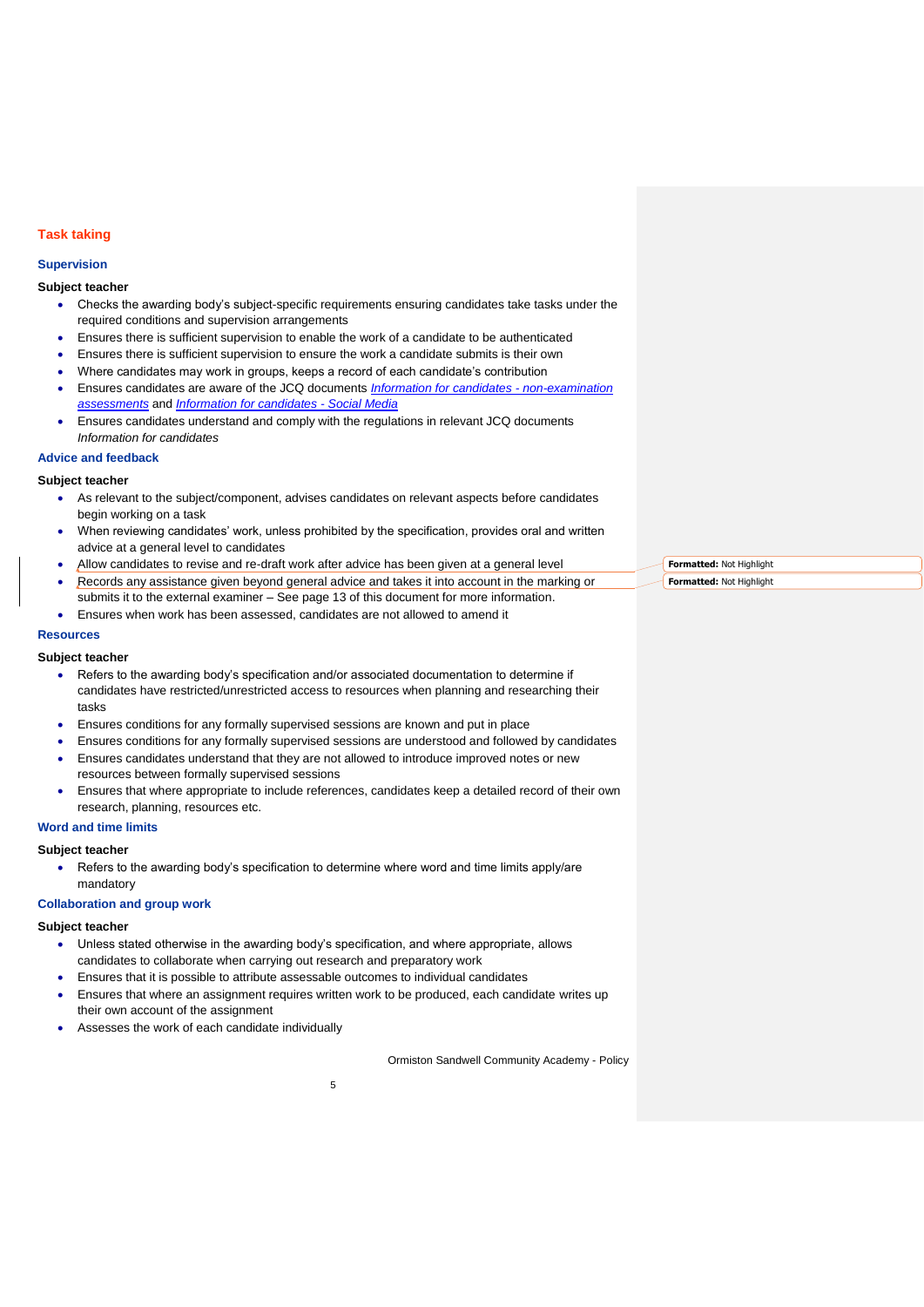## Task taking

### Supervision

**Subject teacher**

- Checks the awarding body's subject-specific requirements ensuring candidates take tasks under the required conditions and supervision arrangements
- Ensures there is sufficient supervision to enable the work of a candidate to be authenticated
- Ensures there is sufficient supervision to ensure the work a candidate submits is their own
- Where candidates may work in groups, keeps a record of each candidate's contribution
- Ensures candidates are aware of the JCQ documents *Information for candidates - non-examination assessments* and *Information for candidates - Social Media*
- Ensures candidates understand and comply with the regulations in relevant JCQ documents *Information for candidates*

### Advice and feedback

**Subject teacher**

- As relevant to the subject/component, advises candidates on relevant aspects before candidates begin working on a task
- When reviewing candidates' work, unless prohibited by the specification, provides oral and written advice at a general level to candidates
- Allow candidates to revise and re-draft work after advice has been given at a general level
- Records any assistance given beyond general advice and takes it into account in the marking or submits it to the external examiner – See page 13 of this document for more information.
- Ensures when work has been assessed, candidates are not allowed to amend it

### Resources

**Subject teacher**

- Refers to the awarding body's specification and/or associated documentation to determine if candidates have restricted/unrestricted access to resources when planning and researching their tasks
- Ensures conditions for any formally supervised sessions are known and put in place
- Ensures conditions for any formally supervised sessions are understood and followed by candidates
- Ensures candidates understand that they are not allowed to introduce improved notes or new resources between formally supervised sessions
- Ensures that where appropriate to include references, candidates keep a detailed record of their own research, planning, resources etc.

### Word and time limits

**Subject teacher**

- Refers to the awarding body's specification to determine where word and time limits apply/are mandatory

### Collaboration and group work

**Subject teacher**

- Unless stated otherwise in the awarding body's specification, and where appropriate, allows candidates to collaborate when carrying out research and preparatory work
- Ensures that it is possible to attribute assessable outcomes to individual candidates
- Ensures that where an assignment requires written work to be produced, each candidate writes up their own account of the assignment
- Assesses the work of each candidate individually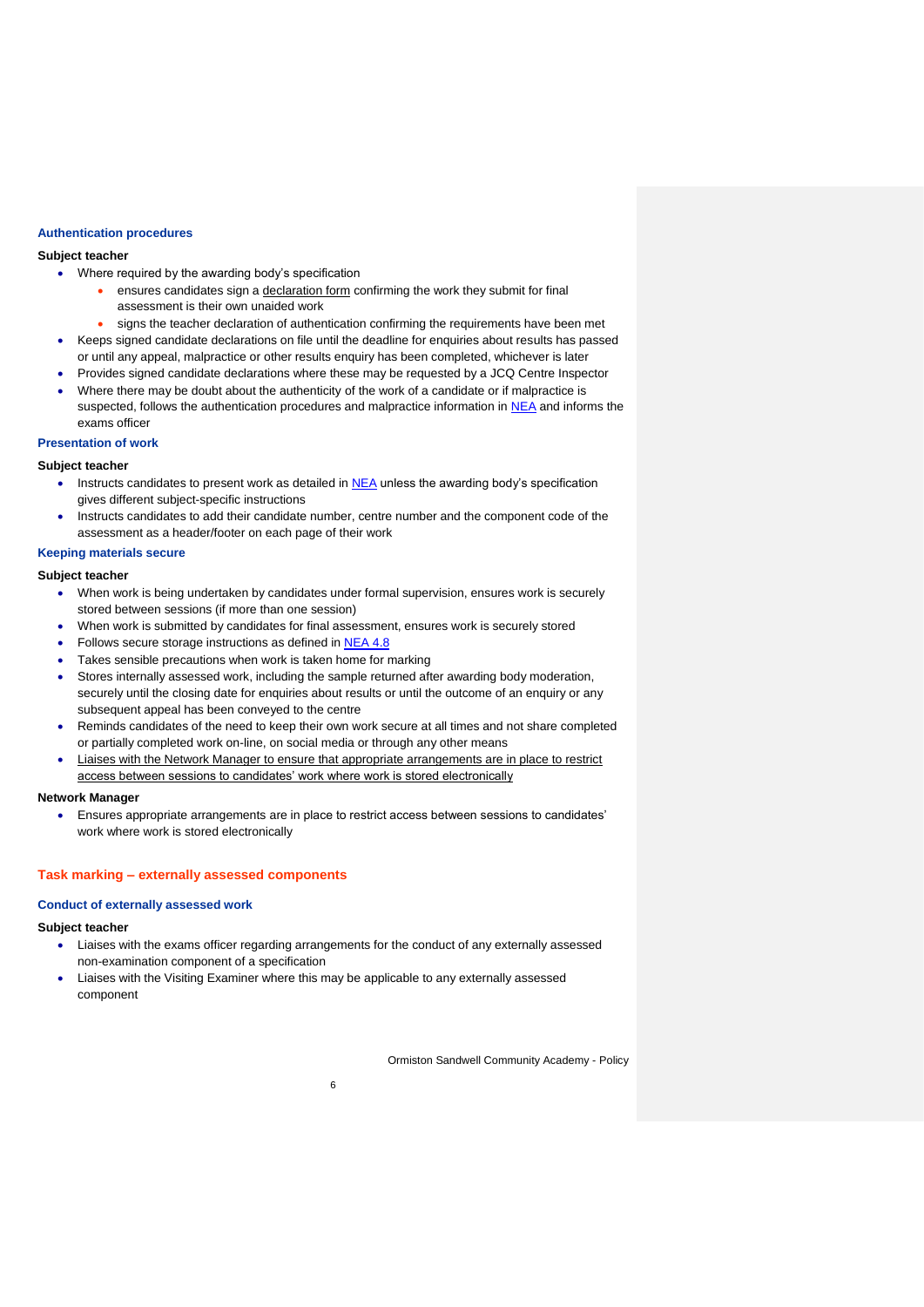### Authentication procedures

**Subject teacher**

- Where required by the awarding body's specification
    - ensures candidates sign a declaration form confirming the work they submit for final assessment is their own unaided work
    - signs the teacher declaration of authentication confirming the requirements have been met
- Keeps signed candidate declarations on file until the deadline for enquiries about results has passed or until any appeal, malpractice or other results enquiry has been completed, whichever is later
- Provides signed candidate declarations where these may be requested by a JCQ Centre Inspector
- Where there may be doubt about the authenticity of the work of a candidate or if malpractice is suspected, follows the authentication procedures and malpractice information in [NEA](NEA) and informs the exams officer

### Presentation of work

**Subject teacher**

- Instructs candidates to present work as detailed in [NEA](NEA) unless the awarding body's specification gives different subject-specific instructions
- Instructs candidates to add their candidate number, centre number and the component code of the assessment as a header/footer on each page of their work

### Keeping materials secure

**Subject teacher**

- When work is being undertaken by candidates under formal supervision, ensures work is securely stored between sessions (if more than one session)
- When work is submitted by candidates for final assessment, ensures work is securely stored
- Follows secure storage instructions as defined in [NEA 4.8](NEA 4.8)
- Takes sensible precautions when work is taken home for marking
- Stores internally assessed work, including the sample returned after awarding body moderation, securely until the closing date for enquiries about results or until the outcome of an enquiry or any subsequent appeal has been conveyed to the centre
- Reminds candidates of the need to keep their own work secure at all times and not share completed or partially completed work on-line, on social media or through any other means
- Liaises with the Network Manager to ensure that appropriate arrangements are in place to restrict access between sessions to candidates' work where work is stored electronically

**Network Manager**

- Ensures appropriate arrangements are in place to restrict access between sessions to candidates' work where work is stored electronically

## Task marking – externally assessed components

### Conduct of externally assessed work

**Subject teacher**

- Liaises with the exams officer regarding arrangements for the conduct of any externally assessed non-examination component of a specification
- Liaises with the Visiting Examiner where this may be applicable to any externally assessed component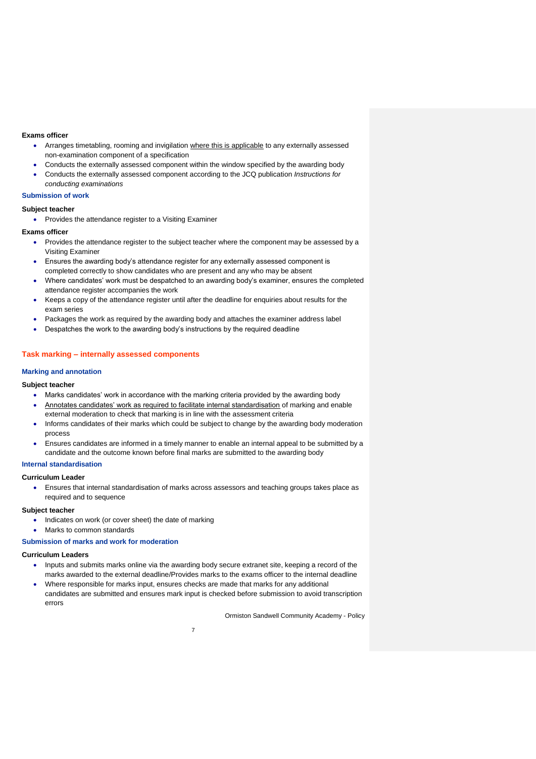**Exams officer**

- Arranges timetabling, rooming and invigilation where this is applicable to any externally assessed non-examination component of a specification
- Conducts the externally assessed component within the window specified by the awarding body
- Conducts the externally assessed component according to the JCQ publication *Instructions for conducting examinations*

### Submission of work

**Subject teacher**

- Provides the attendance register to a Visiting Examiner

**Exams officer**

- Provides the attendance register to the subject teacher where the component may be assessed by a Visiting Examiner
- Ensures the awarding body's attendance register for any externally assessed component is completed correctly to show candidates who are present and any who may be absent
- Where candidates' work must be despatched to an awarding body's examiner, ensures the completed attendance register accompanies the work
- Keeps a copy of the attendance register until after the deadline for enquiries about results for the exam series
- Packages the work as required by the awarding body and attaches the examiner address label
- Despatches the work to the awarding body's instructions by the required deadline

## Task marking – internally assessed components

### Marking and annotation

**Subject teacher**

- Marks candidates' work in accordance with the marking criteria provided by the awarding body
- Annotates candidates' work as required to facilitate internal standardisation of marking and enable external moderation to check that marking is in line with the assessment criteria
- Informs candidates of their marks which could be subject to change by the awarding body moderation process
- Ensures candidates are informed in a timely manner to enable an internal appeal to be submitted by a candidate and the outcome known before final marks are submitted to the awarding body

### Internal standardisation

**Curriculum Leader**

- Ensures that internal standardisation of marks across assessors and teaching groups takes place as required and to sequence

**Subject teacher**

- Indicates on work (or cover sheet) the date of marking
- Marks to common standards

### Submission of marks and work for moderation

**Curriculum Leaders**

- Inputs and submits marks online via the awarding body secure extranet site, keeping a record of the marks awarded to the external deadline/Provides marks to the exams officer to the internal deadline
- Where responsible for marks input, ensures checks are made that marks for any additional candidates are submitted and ensures mark input is checked before submission to avoid transcription errors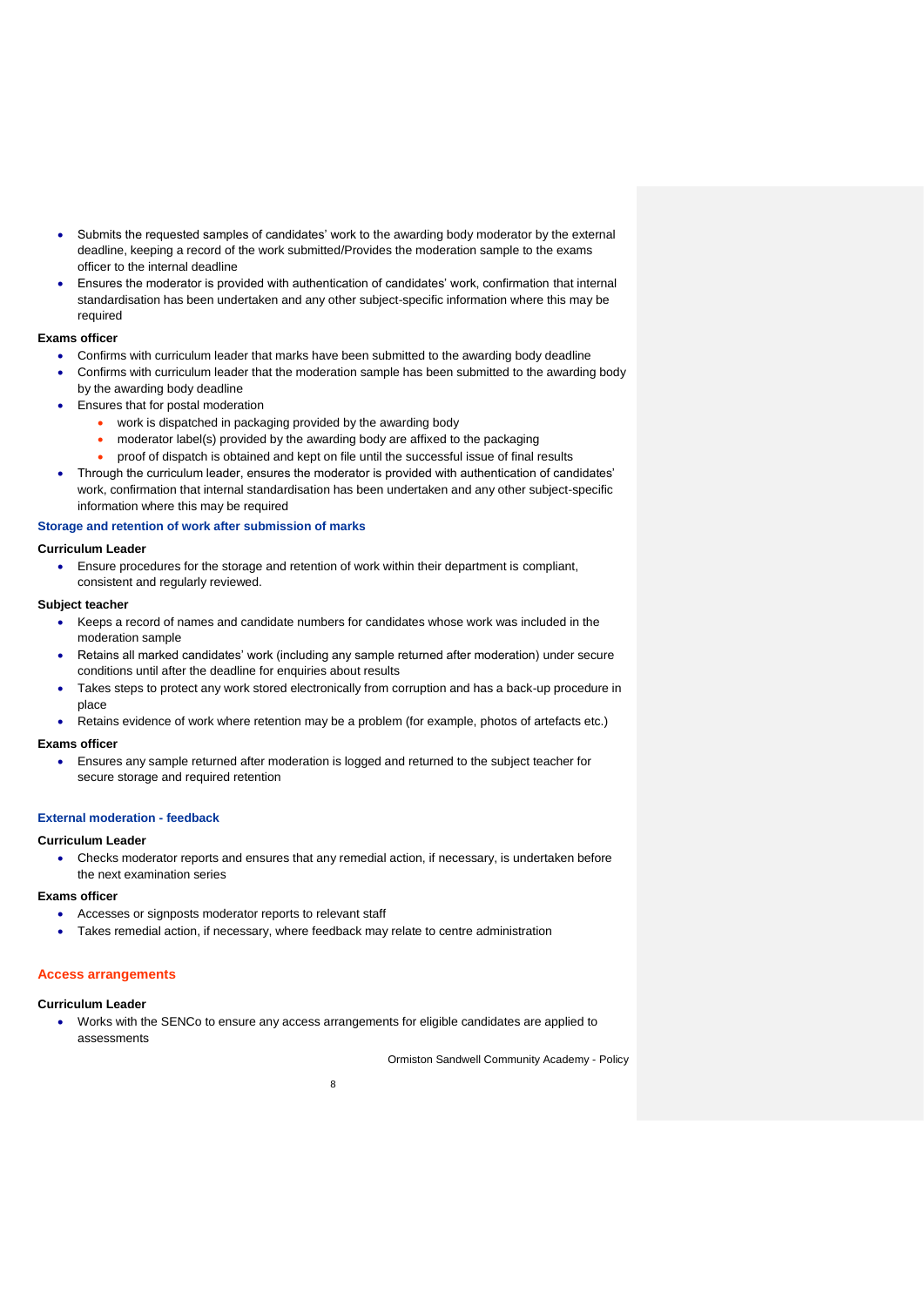- Submits the requested samples of candidates' work to the awarding body moderator by the external deadline, keeping a record of the work submitted/Provides the moderation sample to the exams officer to the internal deadline
- Ensures the moderator is provided with authentication of candidates' work, confirmation that internal standardisation has been undertaken and any other subject-specific information where this may be required

**Exams officer**

- Confirms with curriculum leader that marks have been submitted to the awarding body deadline
- Confirms with curriculum leader that the moderation sample has been submitted to the awarding body by the awarding body deadline
- Ensures that for postal moderation
  - work is dispatched in packaging provided by the awarding body
  - moderator label(s) provided by the awarding body are affixed to the packaging
  - proof of dispatch is obtained and kept on file until the successful issue of final results
- Through the curriculum leader, ensures the moderator is provided with authentication of candidates' work, confirmation that internal standardisation has been undertaken and any other subject-specific information where this may be required

### Storage and retention of work after submission of marks

**Curriculum Leader**

- Ensure procedures for the storage and retention of work within their department is compliant, consistent and regularly reviewed.

**Subject teacher**

- Keeps a record of names and candidate numbers for candidates whose work was included in the moderation sample
- Retains all marked candidates' work (including any sample returned after moderation) under secure conditions until after the deadline for enquiries about results
- Takes steps to protect any work stored electronically from corruption and has a back-up procedure in place
- Retains evidence of work where retention may be a problem (for example, photos of artefacts etc.)

**Exams officer**

- Ensures any sample returned after moderation is logged and returned to the subject teacher for secure storage and required retention

### External moderation - feedback

**Curriculum Leader**

- Checks moderator reports and ensures that any remedial action, if necessary, is undertaken before the next examination series

**Exams officer**

- Accesses or signposts moderator reports to relevant staff
- Takes remedial action, if necessary, where feedback may relate to centre administration

## Access arrangements

**Curriculum Leader**

- Works with the SENCo to ensure any access arrangements for eligible candidates are applied to assessments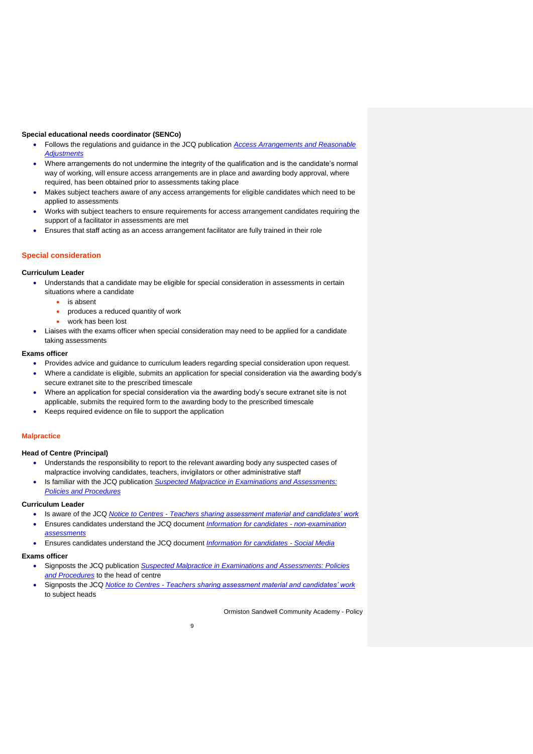**Special educational needs coordinator (SENCo)**

- Follows the regulations and guidance in the JCQ publication *Access Arrangements and Reasonable Adjustments*
- Where arrangements do not undermine the integrity of the qualification and is the candidate's normal way of working, will ensure access arrangements are in place and awarding body approval, where required, has been obtained prior to assessments taking place
- Makes subject teachers aware of any access arrangements for eligible candidates which need to be applied to assessments
- Works with subject teachers to ensure requirements for access arrangement candidates requiring the support of a facilitator in assessments are met
- Ensures that staff acting as an access arrangement facilitator are fully trained in their role

## Special consideration

**Curriculum Leader**

- Understands that a candidate may be eligible for special consideration in assessments in certain situations where a candidate
  - is absent
  - produces a reduced quantity of work
  - work has been lost
- Liaises with the exams officer when special consideration may need to be applied for a candidate taking assessments

**Exams officer**

- Provides advice and guidance to curriculum leaders regarding special consideration upon request.
- Where a candidate is eligible, submits an application for special consideration via the awarding body's secure extranet site to the prescribed timescale
- Where an application for special consideration via the awarding body's secure extranet site is not applicable, submits the required form to the awarding body to the prescribed timescale
- Keeps required evidence on file to support the application

## Malpractice

**Head of Centre (Principal)**

- Understands the responsibility to report to the relevant awarding body any suspected cases of malpractice involving candidates, teachers, invigilators or other administrative staff
- Is familiar with the JCQ publication *Suspected Malpractice in Examinations and Assessments: Policies and Procedures*

**Curriculum Leader**

- Is aware of the JCQ *Notice to Centres - Teachers sharing assessment material and candidates' work*
- Ensures candidates understand the JCQ document *Information for candidates - non-examination assessments*
- Ensures candidates understand the JCQ document *Information for candidates - Social Media*

**Exams officer**

- Signposts the JCQ publication *Suspected Malpractice in Examinations and Assessments: Policies and Procedures* to the head of centre
- Signposts the JCQ *Notice to Centres - Teachers sharing assessment material and candidates' work* to subject heads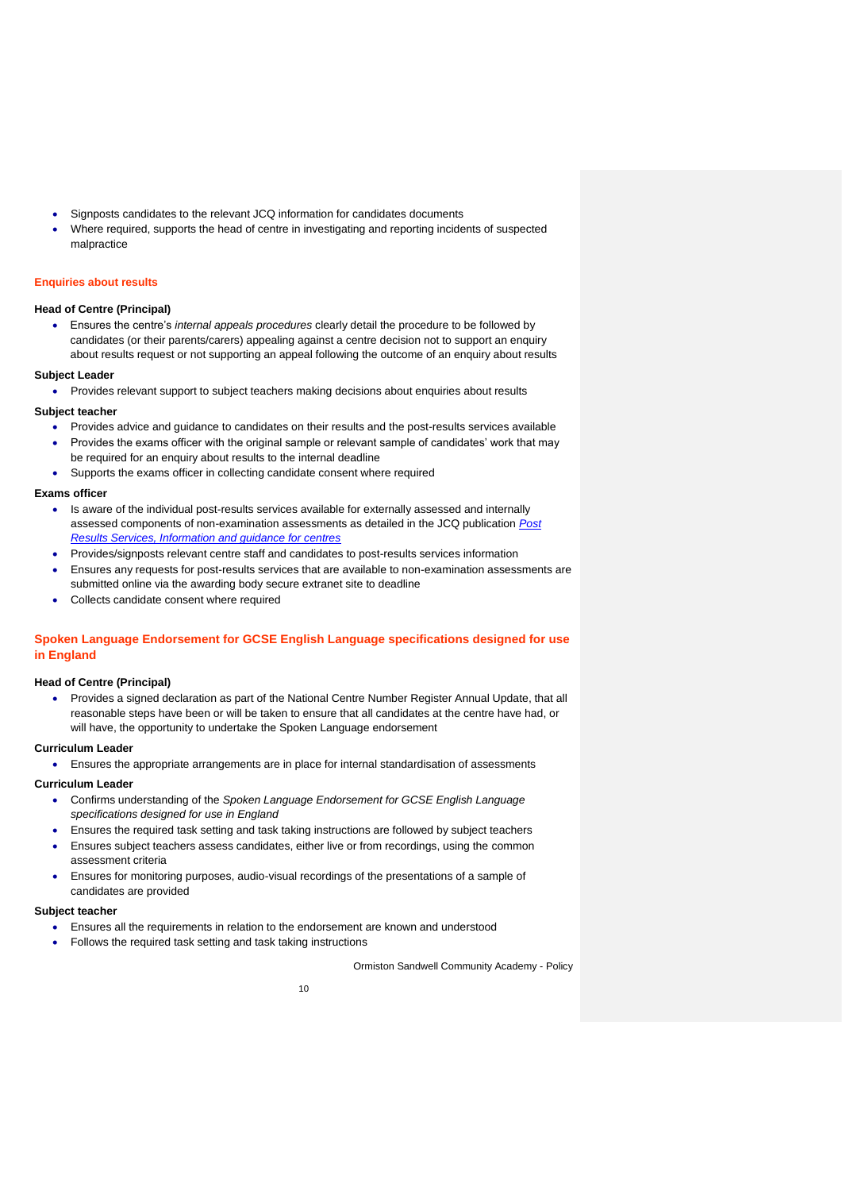- Signposts candidates to the relevant JCQ information for candidates documents
- Where required, supports the head of centre in investigating and reporting incidents of suspected malpractice

### Enquiries about results

**Head of Centre (Principal)**

- Ensures the centre's *internal appeals procedures* clearly detail the procedure to be followed by candidates (or their parents/carers) appealing against a centre decision not to support an enquiry about results request or not supporting an appeal following the outcome of an enquiry about results

**Subject Leader**

- Provides relevant support to subject teachers making decisions about enquiries about results

**Subject teacher**

- Provides advice and guidance to candidates on their results and the post-results services available
- Provides the exams officer with the original sample or relevant sample of candidates' work that may be required for an enquiry about results to the internal deadline
- Supports the exams officer in collecting candidate consent where required

**Exams officer**

- Is aware of the individual post-results services available for externally assessed and internally assessed components of non-examination assessments as detailed in the JCQ publication *[Post Results Services, Information and guidance for centres]*
- Provides/signposts relevant centre staff and candidates to post-results services information
- Ensures any requests for post-results services that are available to non-examination assessments are submitted online via the awarding body secure extranet site to deadline
- Collects candidate consent where required

### Spoken Language Endorsement for GCSE English Language specifications designed for use in England

**Head of Centre (Principal)**

- Provides a signed declaration as part of the National Centre Number Register Annual Update, that all reasonable steps have been or will be taken to ensure that all candidates at the centre have had, or will have, the opportunity to undertake the Spoken Language endorsement

**Curriculum Leader**

- Ensures the appropriate arrangements are in place for internal standardisation of assessments

**Curriculum Leader**

- Confirms understanding of the *Spoken Language Endorsement for GCSE English Language specifications designed for use in England*
- Ensures the required task setting and task taking instructions are followed by subject teachers
- Ensures subject teachers assess candidates, either live or from recordings, using the common assessment criteria
- Ensures for monitoring purposes, audio-visual recordings of the presentations of a sample of candidates are provided

**Subject teacher**

- Ensures all the requirements in relation to the endorsement are known and understood
- Follows the required task setting and task taking instructions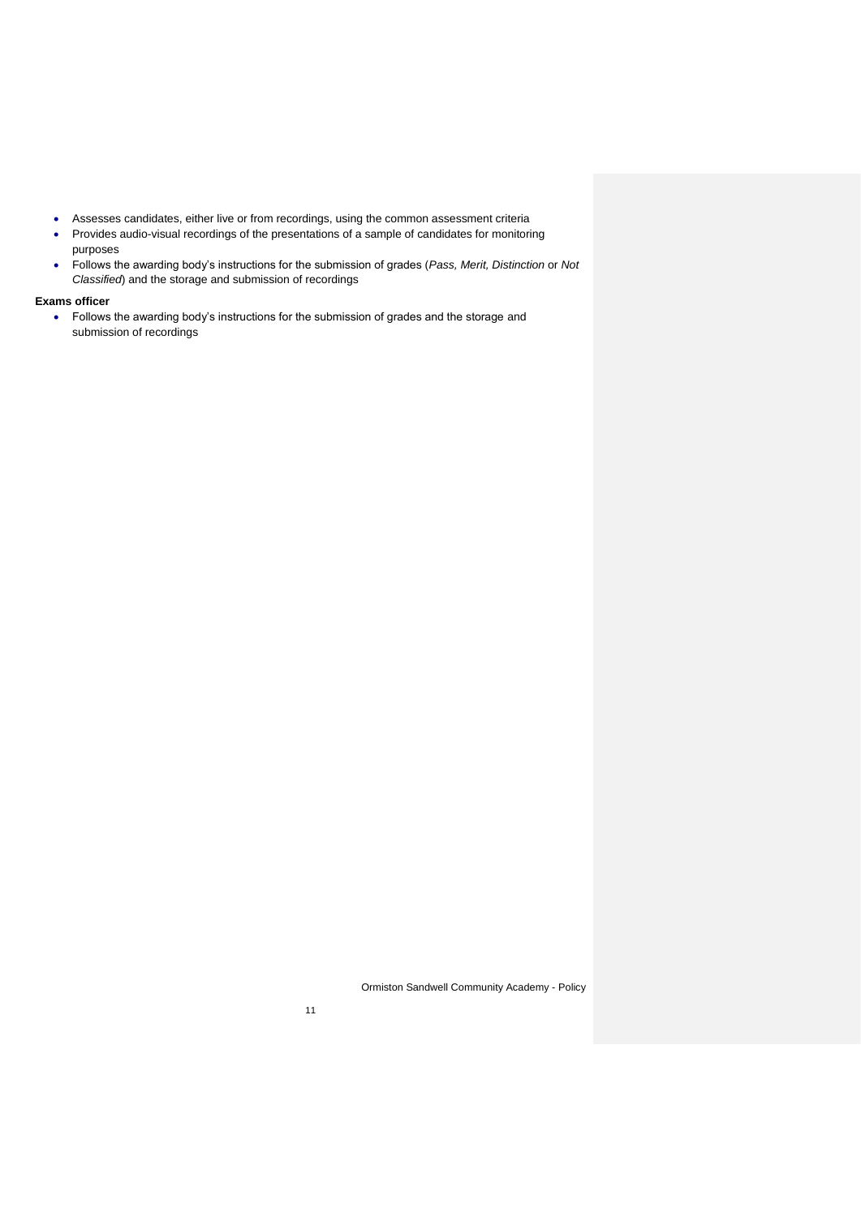- Assesses candidates, either live or from recordings, using the common assessment criteria
- Provides audio-visual recordings of the presentations of a sample of candidates for monitoring purposes
- Follows the awarding body's instructions for the submission of grades (*Pass, Merit, Distinction* or *Not Classified*) and the storage and submission of recordings

**Exams officer**

- Follows the awarding body's instructions for the submission of grades and the storage and submission of recordings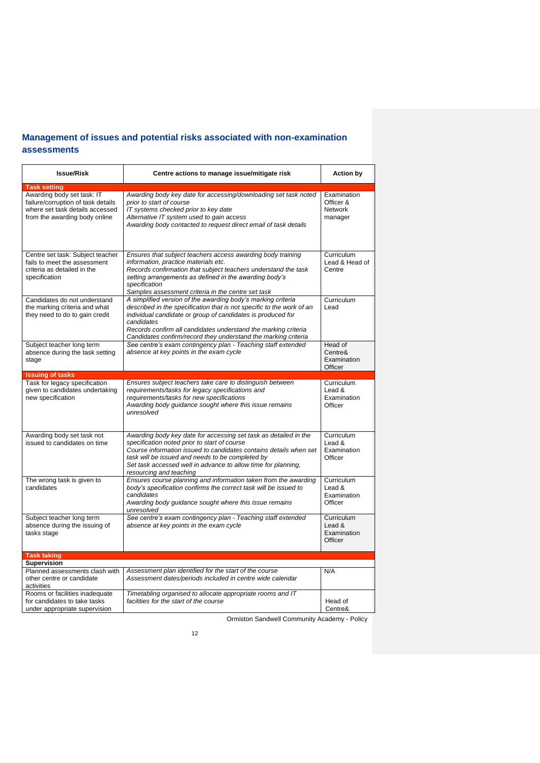## Management of issues and potential risks associated with non-examination assessments

| Issue/Risk | Centre actions to manage issue/mitigate risk | Action by |
|---|---|---|
| **Task setting** | | |
| Awarding body set task: IT failure/corruption of task details where set task details accessed from the awarding body online | *Awarding body key date for accessing/downloading set task noted prior to start of course*<br>*IT systems checked prior to key date*<br>*Alternative IT system used to gain access*<br>*Awarding body contacted to request direct email of task details* | Examination Officer & Network manager |
| Centre set task: Subject teacher fails to meet the assessment criteria as detailed in the specification | *Ensures that subject teachers access awarding body training information, practice materials etc.*<br>*Records confirmation that subject teachers understand the task setting arrangements as defined in the awarding body's specification*<br>*Samples assessment criteria in the centre set task* | Curriculum Lead & Head of Centre |
| Candidates do not understand the marking criteria and what they need to do to gain credit | *A simplified version of the awarding body's marking criteria described in the specification that is not specific to the work of an individual candidate or group of candidates is produced for candidates*<br>*Records confirm all candidates understand the marking criteria*<br>*Candidates confirm/record they understand the marking criteria* | Curriculum Lead |
| Subject teacher long term absence during the task setting stage | *See centre's exam contingency plan - Teaching staff extended absence at key points in the exam cycle* | Head of Centre& Examination Officer |
| **Issuing of tasks** | | |
| Task for legacy specification given to candidates undertaking new specification | *Ensures subject teachers take care to distinguish between requirements/tasks for legacy specifications and requirements/tasks for new specifications*<br>*Awarding body guidance sought where this issue remains unresolved* | Curriculum Lead & Examination Officer |
| Awarding body set task not issued to candidates on time | *Awarding body key date for accessing set task as detailed in the specification noted prior to start of course*<br>*Course information issued to candidates contains details when set task will be issued and needs to be completed by*<br>*Set task accessed well in advance to allow time for planning, resourcing and teaching* | Curriculum Lead & Examination Officer |
| The wrong task is given to candidates | *Ensures course planning and information taken from the awarding body's specification confirms the correct task will be issued to candidates*<br>*Awarding body guidance sought where this issue remains unresolved* | Curriculum Lead & Examination Officer |
| Subject teacher long term absence during the issuing of tasks stage | *See centre's exam contingency plan - Teaching staff extended absence at key points in the exam cycle* | Curriculum Lead & Examination Officer |
| **Task taking** | | |
| **Supervision** | | |
| Planned assessments clash with other centre or candidate activities | *Assessment plan identified for the start of the course*<br>*Assessment dates/periods included in centre wide calendar* | N/A |
| Rooms or facilities inadequate for candidates to take tasks under appropriate supervision | *Timetabling organised to allocate appropriate rooms and IT facilities for the start of the course* | Head of Centre& |

Ormiston Sandwell Community Academy - Policy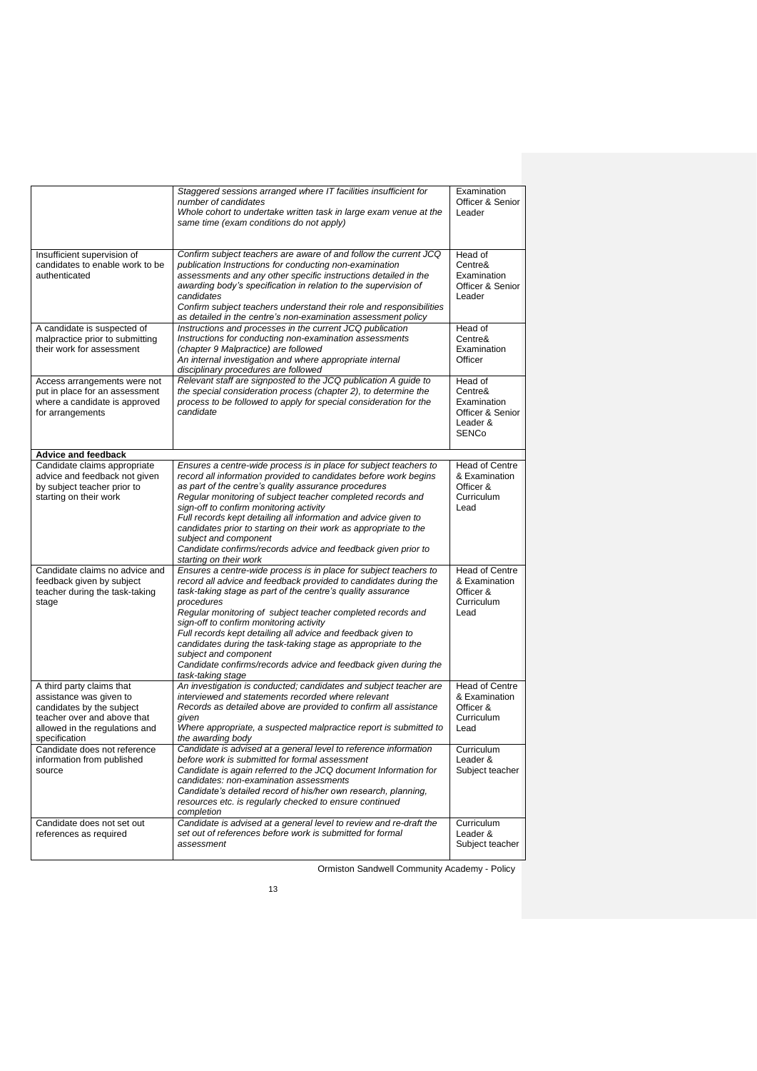| | | |
|---|---|---|
| | *Staggered sessions arranged where IT facilities insufficient for number of candidates*<br>*Whole cohort to undertake written task in large exam venue at the same time (exam conditions do not apply)* | Examination Officer & Senior Leader |
| Insufficient supervision of candidates to enable work to be authenticated | *Confirm subject teachers are aware of and follow the current JCQ publication Instructions for conducting non-examination assessments and any other specific instructions detailed in the awarding body's specification in relation to the supervision of candidates*<br>*Confirm subject teachers understand their role and responsibilities as detailed in the centre's non-examination assessment policy* | Head of Centre& Examination Officer & Senior Leader |
| A candidate is suspected of malpractice prior to submitting their work for assessment | *Instructions and processes in the current JCQ publication Instructions for conducting non-examination assessments (chapter 9 Malpractice) are followed*<br>*An internal investigation and where appropriate internal disciplinary procedures are followed* | Head of Centre& Examination Officer |
| Access arrangements were not put in place for an assessment where a candidate is approved for arrangements | *Relevant staff are signposted to the JCQ publication A guide to the special consideration process (chapter 2), to determine the process to be followed to apply for special consideration for the candidate* | Head of Centre& Examination Officer & Senior Leader & SENCo |
| **Advice and feedback** | | |
| Candidate claims appropriate advice and feedback not given by subject teacher prior to starting on their work | *Ensures a centre-wide process is in place for subject teachers to record all information provided to candidates before work begins as part of the centre's quality assurance procedures*<br>*Regular monitoring of subject teacher completed records and sign-off to confirm monitoring activity*<br>*Full records kept detailing all information and advice given to candidates prior to starting on their work as appropriate to the subject and component*<br>*Candidate confirms/records advice and feedback given prior to starting on their work* | Head of Centre & Examination Officer & Curriculum Lead |
| Candidate claims no advice and feedback given by subject teacher during the task-taking stage | *Ensures a centre-wide process is in place for subject teachers to record all advice and feedback provided to candidates during the task-taking stage as part of the centre's quality assurance procedures*<br>*Regular monitoring of subject teacher completed records and sign-off to confirm monitoring activity*<br>*Full records kept detailing all advice and feedback given to candidates during the task-taking stage as appropriate to the subject and component*<br>*Candidate confirms/records advice and feedback given during the task-taking stage* | Head of Centre & Examination Officer & Curriculum Lead |
| A third party claims that assistance was given to candidates by the subject teacher over and above that allowed in the regulations and specification | *An investigation is conducted; candidates and subject teacher are interviewed and statements recorded where relevant*<br>*Records as detailed above are provided to confirm all assistance given*<br>*Where appropriate, a suspected malpractice report is submitted to the awarding body* | Head of Centre & Examination Officer & Curriculum Lead |
| Candidate does not reference information from published source | *Candidate is advised at a general level to reference information before work is submitted for formal assessment*<br>*Candidate is again referred to the JCQ document Information for candidates: non-examination assessments*<br>*Candidate's detailed record of his/her own research, planning, resources etc. is regularly checked to ensure continued completion* | Curriculum Leader & Subject teacher |
| Candidate does not set out references as required | *Candidate is advised at a general level to review and re-draft the set out of references before work is submitted for formal assessment* | Curriculum Leader & Subject teacher |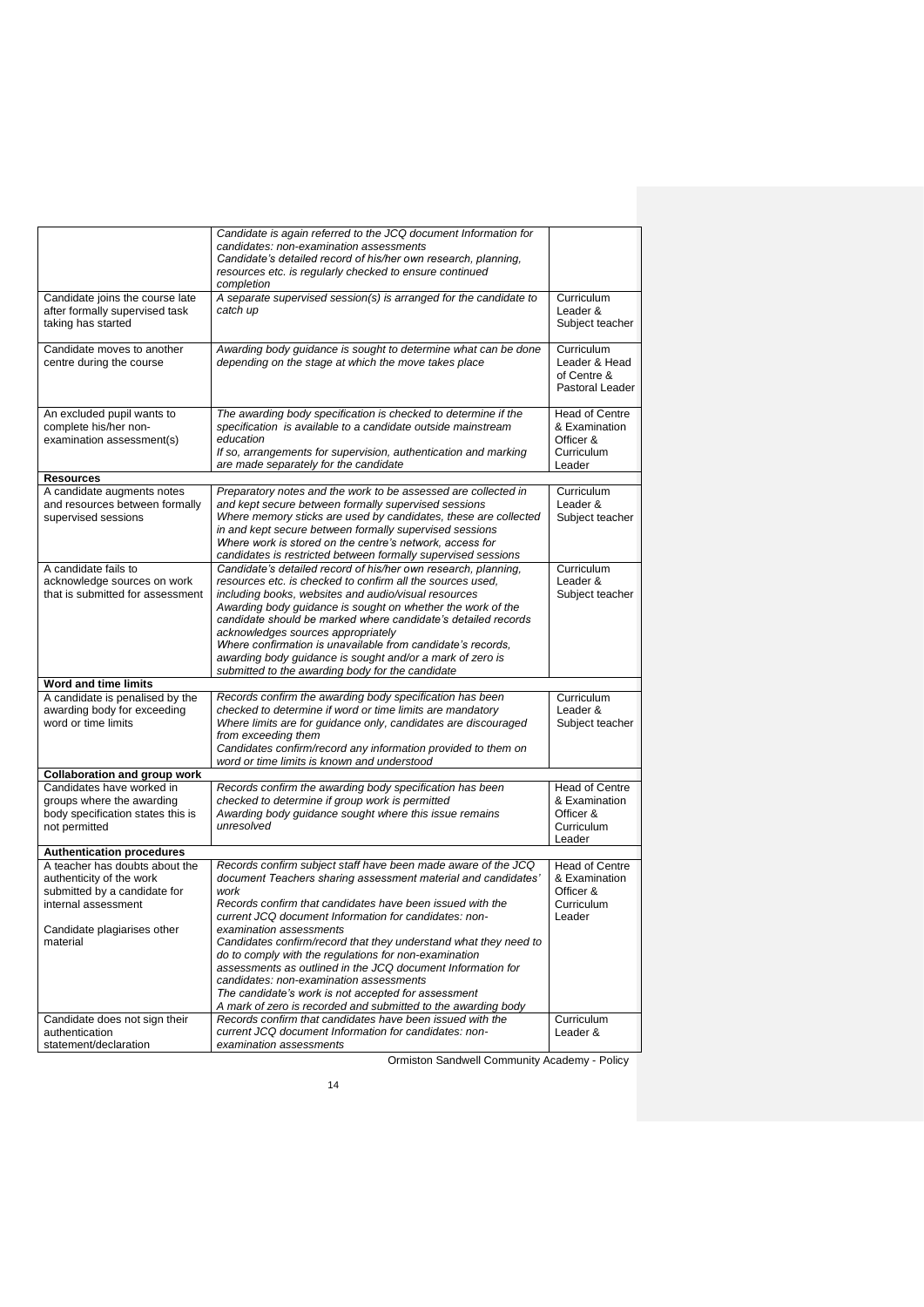| | | |
|---|---|---|
| | *Candidate is again referred to the JCQ document Information for candidates: non-examination assessments*<br>*Candidate's detailed record of his/her own research, planning, resources etc. is regularly checked to ensure continued completion* | |
| Candidate joins the course late after formally supervised task taking has started | *A separate supervised session(s) is arranged for the candidate to catch up* | Curriculum Leader & Subject teacher |
| Candidate moves to another centre during the course | *Awarding body guidance is sought to determine what can be done depending on the stage at which the move takes place* | Curriculum Leader & Head of Centre & Pastoral Leader |
| An excluded pupil wants to complete his/her non-examination assessment(s) | *The awarding body specification is checked to determine if the specification is available to a candidate outside mainstream education*<br>*If so, arrangements for supervision, authentication and marking are made separately for the candidate* | Head of Centre & Examination Officer & Curriculum Leader |
| **Resources** | | |
| A candidate augments notes and resources between formally supervised sessions | *Preparatory notes and the work to be assessed are collected in and kept secure between formally supervised sessions*<br>*Where memory sticks are used by candidates, these are collected in and kept secure between formally supervised sessions*<br>*Where work is stored on the centre's network, access for candidates is restricted between formally supervised sessions* | Curriculum Leader & Subject teacher |
| A candidate fails to acknowledge sources on work that is submitted for assessment | *Candidate's detailed record of his/her own research, planning, resources etc. is checked to confirm all the sources used, including books, websites and audio/visual resources*<br>*Awarding body guidance is sought on whether the work of the candidate should be marked where candidate's detailed records acknowledges sources appropriately*<br>*Where confirmation is unavailable from candidate's records, awarding body guidance is sought and/or a mark of zero is submitted to the awarding body for the candidate* | Curriculum Leader & Subject teacher |
| **Word and time limits** | | |
| A candidate is penalised by the awarding body for exceeding word or time limits | *Records confirm the awarding body specification has been checked to determine if word or time limits are mandatory*<br>*Where limits are for guidance only, candidates are discouraged from exceeding them*<br>*Candidates confirm/record any information provided to them on word or time limits is known and understood* | Curriculum Leader & Subject teacher |
| **Collaboration and group work** | | |
| Candidates have worked in groups where the awarding body specification states this is not permitted | *Records confirm the awarding body specification has been checked to determine if group work is permitted*<br>*Awarding body guidance sought where this issue remains unresolved* | Head of Centre & Examination Officer & Curriculum Leader |
| **Authentication procedures** | | |
| A teacher has doubts about the authenticity of the work submitted by a candidate for internal assessment<br><br>Candidate plagiarises other material | *Records confirm subject staff have been made aware of the JCQ document Teachers sharing assessment material and candidates' work*<br>*Records confirm that candidates have been issued with the current JCQ document Information for candidates: non-examination assessments*<br>*Candidates confirm/record that they understand what they need to do to comply with the regulations for non-examination assessments as outlined in the JCQ document Information for candidates: non-examination assessments*<br>*The candidate's work is not accepted for assessment*<br>*A mark of zero is recorded and submitted to the awarding body* | Head of Centre & Examination Officer & Curriculum Leader |
| Candidate does not sign their authentication statement/declaration | *Records confirm that candidates have been issued with the current JCQ document Information for candidates: non-examination assessments* | Curriculum Leader & |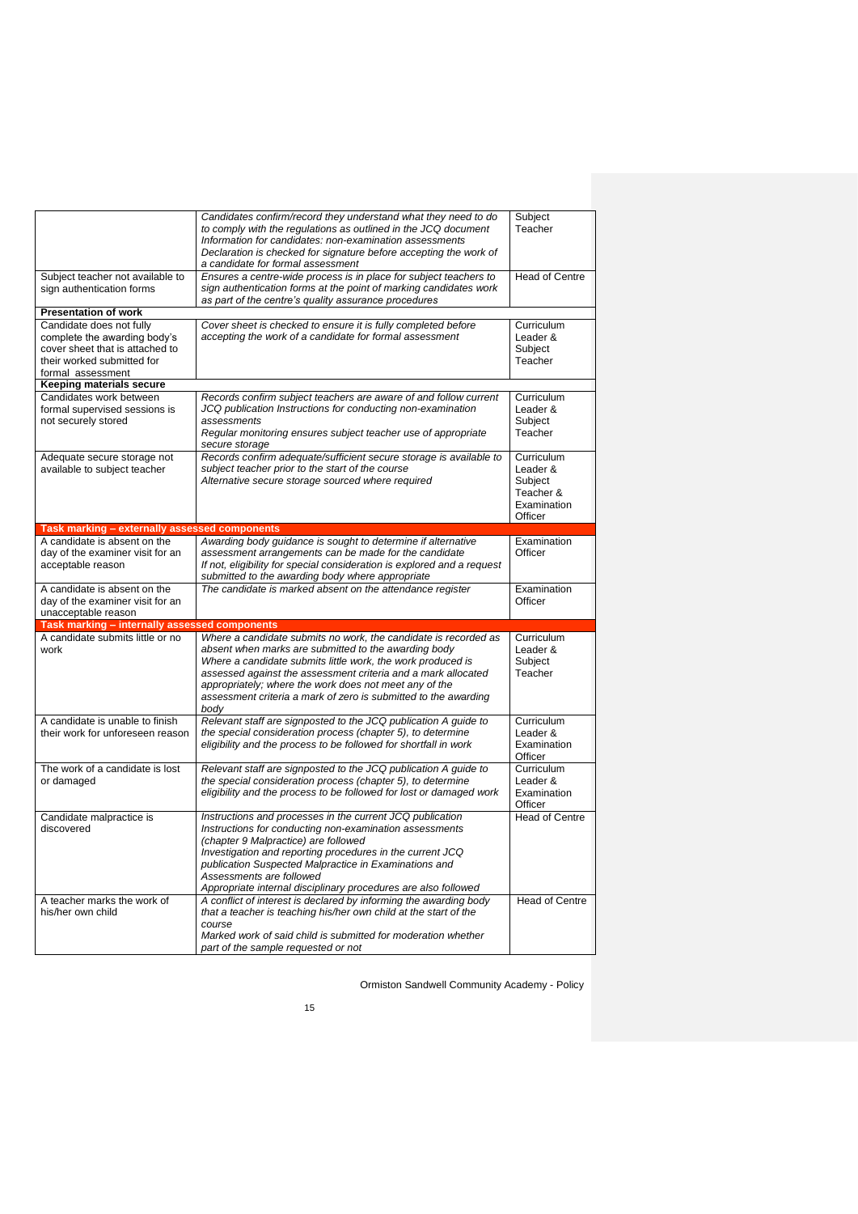| | | |
|---|---|---|
| | *Candidates confirm/record they understand what they need to do to comply with the regulations as outlined in the JCQ document Information for candidates: non-examination assessments*<br>*Declaration is checked for signature before accepting the work of a candidate for formal assessment* | Subject Teacher |
| Subject teacher not available to sign authentication forms | *Ensures a centre-wide process is in place for subject teachers to sign authentication forms at the point of marking candidates work as part of the centre's quality assurance procedures* | Head of Centre |
| **Presentation of work** | | |
| Candidate does not fully complete the awarding body's cover sheet that is attached to their worked submitted for formal assessment | *Cover sheet is checked to ensure it is fully completed before accepting the work of a candidate for formal assessment* | Curriculum Leader & Subject Teacher |
| **Keeping materials secure** | | |
| Candidates work between formal supervised sessions is not securely stored | *Records confirm subject teachers are aware of and follow current JCQ publication Instructions for conducting non-examination assessments*<br>*Regular monitoring ensures subject teacher use of appropriate secure storage* | Curriculum Leader & Subject Teacher |
| Adequate secure storage not available to subject teacher | *Records confirm adequate/sufficient secure storage is available to subject teacher prior to the start of the course*<br>*Alternative secure storage sourced where required* | Curriculum Leader & Subject Teacher & Examination Officer |
| **Task marking – externally assessed components** | | |
| A candidate is absent on the day of the examiner visit for an acceptable reason | *Awarding body guidance is sought to determine if alternative assessment arrangements can be made for the candidate*<br>*If not, eligibility for special consideration is explored and a request submitted to the awarding body where appropriate* | Examination Officer |
| A candidate is absent on the day of the examiner visit for an unacceptable reason | *The candidate is marked absent on the attendance register* | Examination Officer |
| **Task marking – internally assessed components** | | |
| A candidate submits little or no work | *Where a candidate submits no work, the candidate is recorded as absent when marks are submitted to the awarding body*<br>*Where a candidate submits little work, the work produced is assessed against the assessment criteria and a mark allocated appropriately; where the work does not meet any of the assessment criteria a mark of zero is submitted to the awarding body* | Curriculum Leader & Subject Teacher |
| A candidate is unable to finish their work for unforeseen reason | *Relevant staff are signposted to the JCQ publication A guide to the special consideration process (chapter 5), to determine eligibility and the process to be followed for shortfall in work* | Curriculum Leader & Examination Officer |
| The work of a candidate is lost or damaged | *Relevant staff are signposted to the JCQ publication A guide to the special consideration process (chapter 5), to determine eligibility and the process to be followed for lost or damaged work* | Curriculum Leader & Examination Officer |
| Candidate malpractice is discovered | *Instructions and processes in the current JCQ publication Instructions for conducting non-examination assessments (chapter 9 Malpractice) are followed*<br>*Investigation and reporting procedures in the current JCQ publication Suspected Malpractice in Examinations and Assessments are followed*<br>*Appropriate internal disciplinary procedures are also followed* | Head of Centre |
| A teacher marks the work of his/her own child | *A conflict of interest is declared by informing the awarding body that a teacher is teaching his/her own child at the start of the course*<br>*Marked work of said child is submitted for moderation whether part of the sample requested or not* | Head of Centre |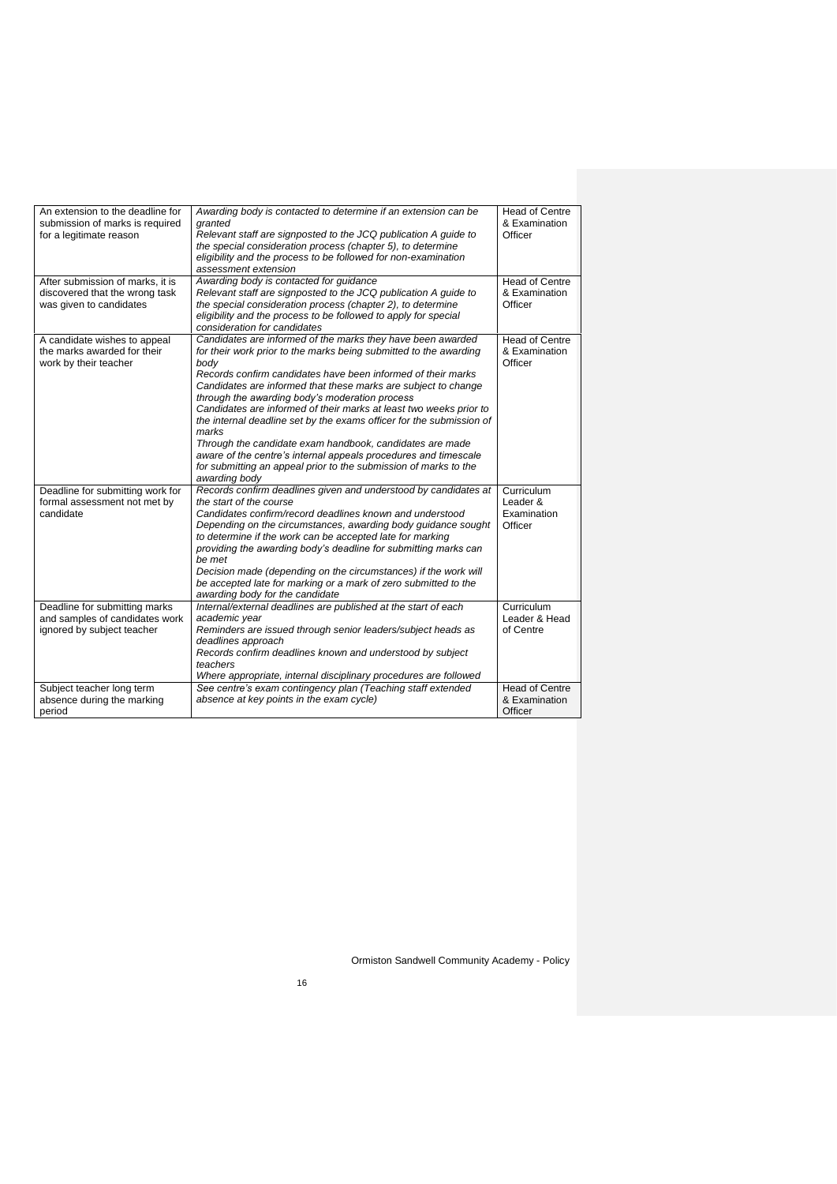| | | |
|---|---|---|
| An extension to the deadline for submission of marks is required for a legitimate reason | *Awarding body is contacted to determine if an extension can be granted*<br>*Relevant staff are signposted to the JCQ publication A guide to the special consideration process (chapter 5), to determine eligibility and the process to be followed for non-examination assessment extension* | Head of Centre & Examination Officer |
| After submission of marks, it is discovered that the wrong task was given to candidates | *Awarding body is contacted for guidance*<br>*Relevant staff are signposted to the JCQ publication A guide to the special consideration process (chapter 2), to determine eligibility and the process to be followed to apply for special consideration for candidates* | Head of Centre & Examination Officer |
| A candidate wishes to appeal the marks awarded for their work by their teacher | *Candidates are informed of the marks they have been awarded for their work prior to the marks being submitted to the awarding body*<br>*Records confirm candidates have been informed of their marks*<br>*Candidates are informed that these marks are subject to change through the awarding body's moderation process*<br>*Candidates are informed of their marks at least two weeks prior to the internal deadline set by the exams officer for the submission of marks*<br>*Through the candidate exam handbook, candidates are made aware of the centre's internal appeals procedures and timescale for submitting an appeal prior to the submission of marks to the awarding body* | Head of Centre & Examination Officer |
| Deadline for submitting work for formal assessment not met by candidate | *Records confirm deadlines given and understood by candidates at the start of the course*<br>*Candidates confirm/record deadlines known and understood*<br>*Depending on the circumstances, awarding body guidance sought to determine if the work can be accepted late for marking providing the awarding body's deadline for submitting marks can be met*<br>*Decision made (depending on the circumstances) if the work will be accepted late for marking or a mark of zero submitted to the awarding body for the candidate* | Curriculum Leader & Examination Officer |
| Deadline for submitting marks and samples of candidates work ignored by subject teacher | *Internal/external deadlines are published at the start of each academic year*<br>*Reminders are issued through senior leaders/subject heads as deadlines approach*<br>*Records confirm deadlines known and understood by subject teachers*<br>*Where appropriate, internal disciplinary procedures are followed* | Curriculum Leader & Head of Centre |
| Subject teacher long term absence during the marking period | *See centre's exam contingency plan (Teaching staff extended absence at key points in the exam cycle)* | Head of Centre & Examination Officer |